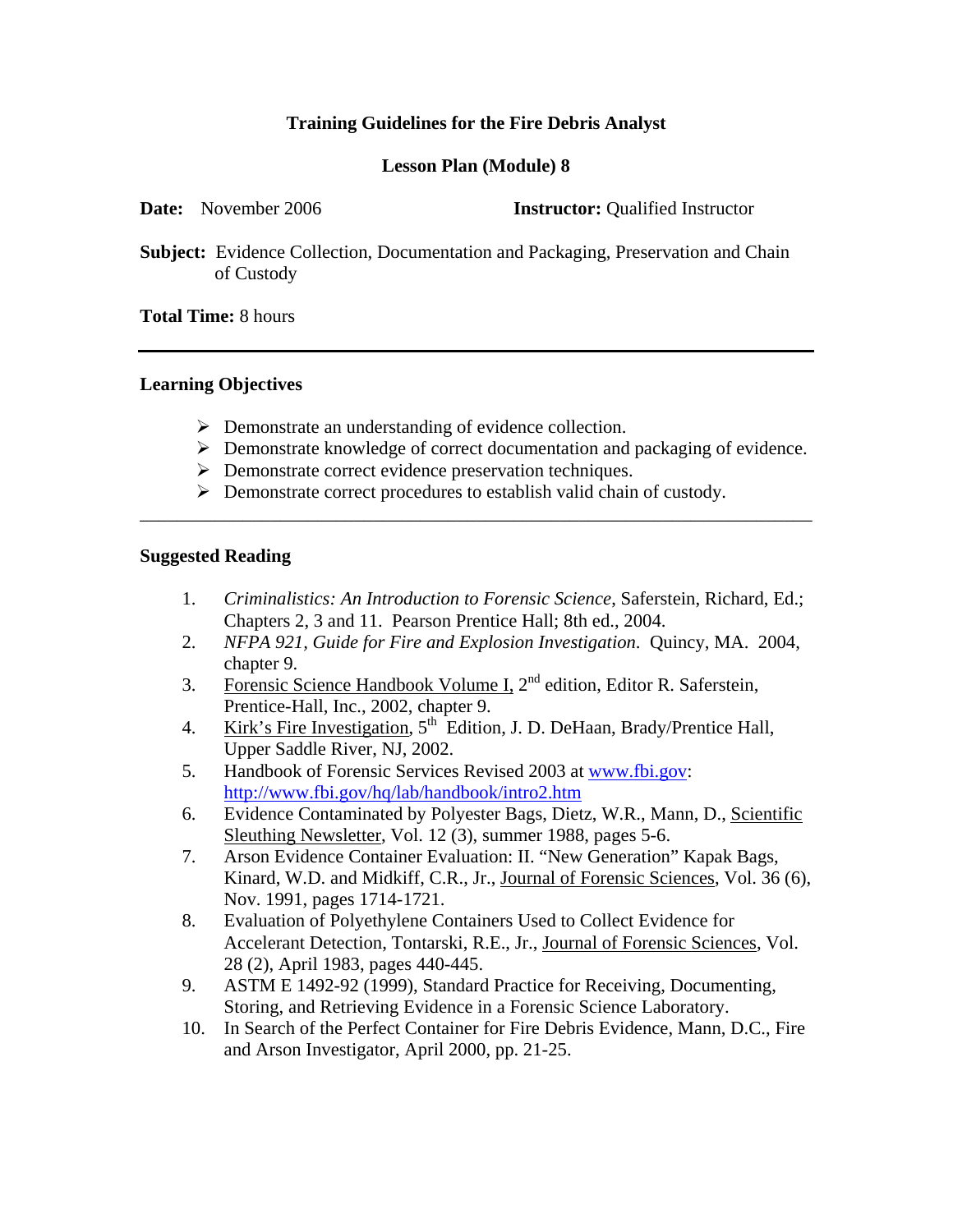# Training Guidelines for the Fire Debris Analyst

## Lesson Plan (Module) 8

**Date:** November 2006 **Instructor:** Qualified Instructor

**Subject:** Evidence Collection, Documentation and Packaging, Preservation and Chain of Custody

**Total Time:** 8 hours

---

### Learning Objectives

- Demonstrate an understanding of evidence collection.
- Demonstrate knowledge of correct documentation and packaging of evidence.
- Demonstrate correct evidence preservation techniques.
- Demonstrate correct procedures to establish valid chain of custody.

---

### Suggested Reading

1. *Criminalistics: An Introduction to Forensic Science*, Saferstein, Richard, Ed.; Chapters 2, 3 and 11. Pearson Prentice Hall; 8th ed., 2004.
2. *NFPA 921, Guide for Fire and Explosion Investigation*. Quincy, MA. 2004, chapter 9.
3. Forensic Science Handbook Volume I, 2nd edition, Editor R. Saferstein, Prentice-Hall, Inc., 2002, chapter 9.
4. Kirk's Fire Investigation, 5th Edition, J. D. DeHaan, Brady/Prentice Hall, Upper Saddle River, NJ, 2002.
5. Handbook of Forensic Services Revised 2003 at www.fbi.gov: http://www.fbi.gov/hq/lab/handbook/intro2.htm
6. Evidence Contaminated by Polyester Bags, Dietz, W.R., Mann, D., Scientific Sleuthing Newsletter, Vol. 12 (3), summer 1988, pages 5-6.
7. Arson Evidence Container Evaluation: II. "New Generation" Kapak Bags, Kinard, W.D. and Midkiff, C.R., Jr., Journal of Forensic Sciences, Vol. 36 (6), Nov. 1991, pages 1714-1721.
8. Evaluation of Polyethylene Containers Used to Collect Evidence for Accelerant Detection, Tontarski, R.E., Jr., Journal of Forensic Sciences, Vol. 28 (2), April 1983, pages 440-445.
9. ASTM E 1492-92 (1999), Standard Practice for Receiving, Documenting, Storing, and Retrieving Evidence in a Forensic Science Laboratory.
10. In Search of the Perfect Container for Fire Debris Evidence, Mann, D.C., Fire and Arson Investigator, April 2000, pp. 21-25.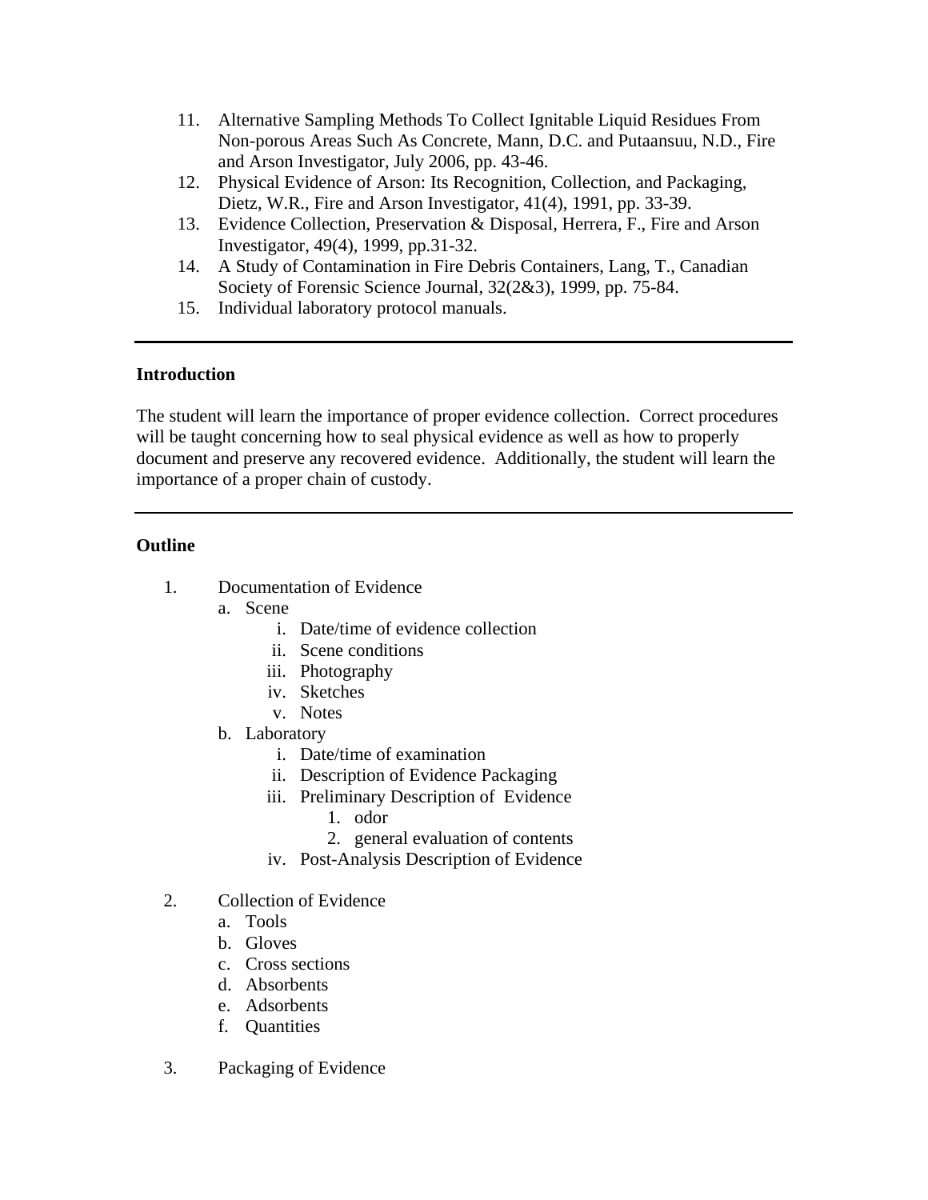11. Alternative Sampling Methods To Collect Ignitable Liquid Residues From Non-porous Areas Such As Concrete, Mann, D.C. and Putaansuu, N.D., Fire and Arson Investigator, July 2006, pp. 43-46.
12. Physical Evidence of Arson: Its Recognition, Collection, and Packaging, Dietz, W.R., Fire and Arson Investigator, 41(4), 1991, pp. 33-39.
13. Evidence Collection, Preservation & Disposal, Herrera, F., Fire and Arson Investigator, 49(4), 1999, pp.31-32.
14. A Study of Contamination in Fire Debris Containers, Lang, T., Canadian Society of Forensic Science Journal, 32(2&3), 1999, pp. 75-84.
15. Individual laboratory protocol manuals.

---

**Introduction**

The student will learn the importance of proper evidence collection. Correct procedures will be taught concerning how to seal physical evidence as well as how to properly document and preserve any recovered evidence. Additionally, the student will learn the importance of a proper chain of custody.

---

**Outline**

1. Documentation of Evidence
   a. Scene
      i. Date/time of evidence collection
      ii. Scene conditions
      iii. Photography
      iv. Sketches
      v. Notes
   b. Laboratory
      i. Date/time of examination
      ii. Description of Evidence Packaging
      iii. Preliminary Description of Evidence
         1. odor
         2. general evaluation of contents
      iv. Post-Analysis Description of Evidence

2. Collection of Evidence
   a. Tools
   b. Gloves
   c. Cross sections
   d. Absorbents
   e. Adsorbents
   f. Quantities

3. Packaging of Evidence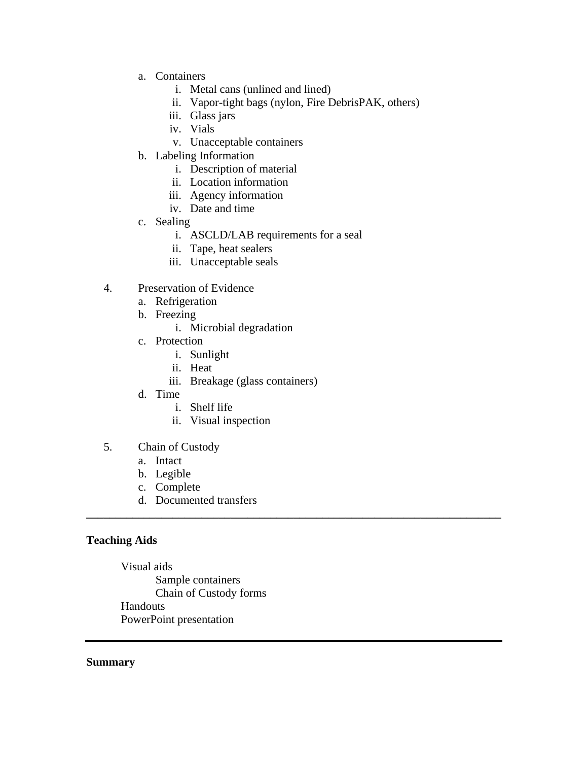a. Containers
      i. Metal cans (unlined and lined)
      ii. Vapor-tight bags (nylon, Fire DebrisPAK, others)
      iii. Glass jars
      iv. Vials
      v. Unacceptable containers
   b. Labeling Information
      i. Description of material
      ii. Location information
      iii. Agency information
      iv. Date and time
   c. Sealing
      i. ASCLD/LAB requirements for a seal
      ii. Tape, heat sealers
      iii. Unacceptable seals

4. Preservation of Evidence
   a. Refrigeration
   b. Freezing
      i. Microbial degradation
   c. Protection
      i. Sunlight
      ii. Heat
      iii. Breakage (glass containers)
   d. Time
      i. Shelf life
      ii. Visual inspection

5. Chain of Custody
   a. Intact
   b. Legible
   c. Complete
   d. Documented transfers

---

**Teaching Aids**

Visual aids
   Sample containers
   Chain of Custody forms
Handouts
PowerPoint presentation

---

**Summary**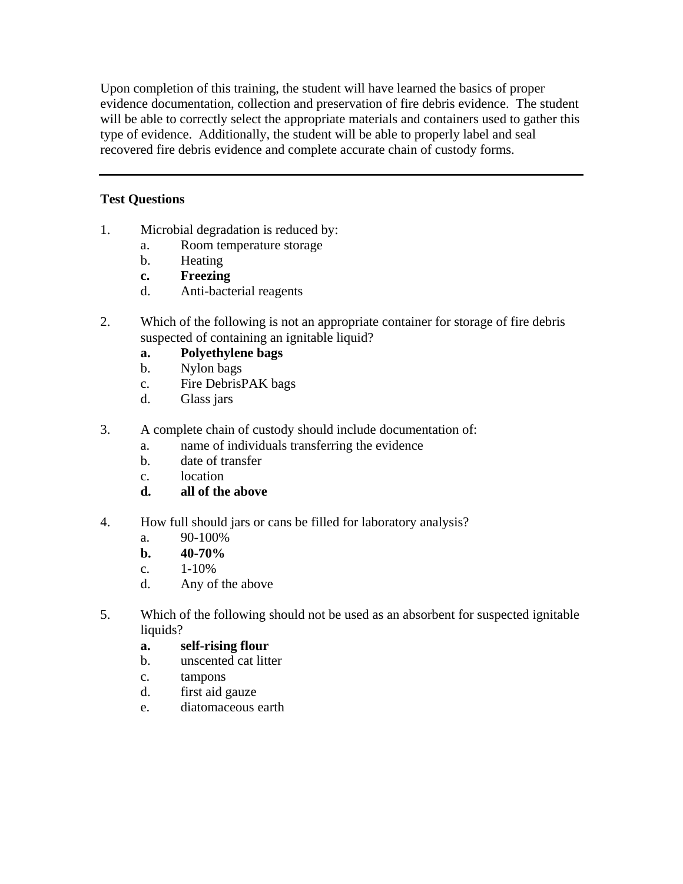Upon completion of this training, the student will have learned the basics of proper evidence documentation, collection and preservation of fire debris evidence. The student will be able to correctly select the appropriate materials and containers used to gather this type of evidence. Additionally, the student will be able to properly label and seal recovered fire debris evidence and complete accurate chain of custody forms.

---

**Test Questions**

1. Microbial degradation is reduced by:
   - a. Room temperature storage
   - b. Heating
   - **c. Freezing**
   - d. Anti-bacterial reagents

2. Which of the following is not an appropriate container for storage of fire debris suspected of containing an ignitable liquid?
   - **a. Polyethylene bags**
   - b. Nylon bags
   - c. Fire DebrisPAK bags
   - d. Glass jars

3. A complete chain of custody should include documentation of:
   - a. name of individuals transferring the evidence
   - b. date of transfer
   - c. location
   - **d. all of the above**

4. How full should jars or cans be filled for laboratory analysis?
   - a. 90-100%
   - **b. 40-70%**
   - c. 1-10%
   - d. Any of the above

5. Which of the following should not be used as an absorbent for suspected ignitable liquids?
   - **a. self-rising flour**
   - b. unscented cat litter
   - c. tampons
   - d. first aid gauze
   - e. diatomaceous earth